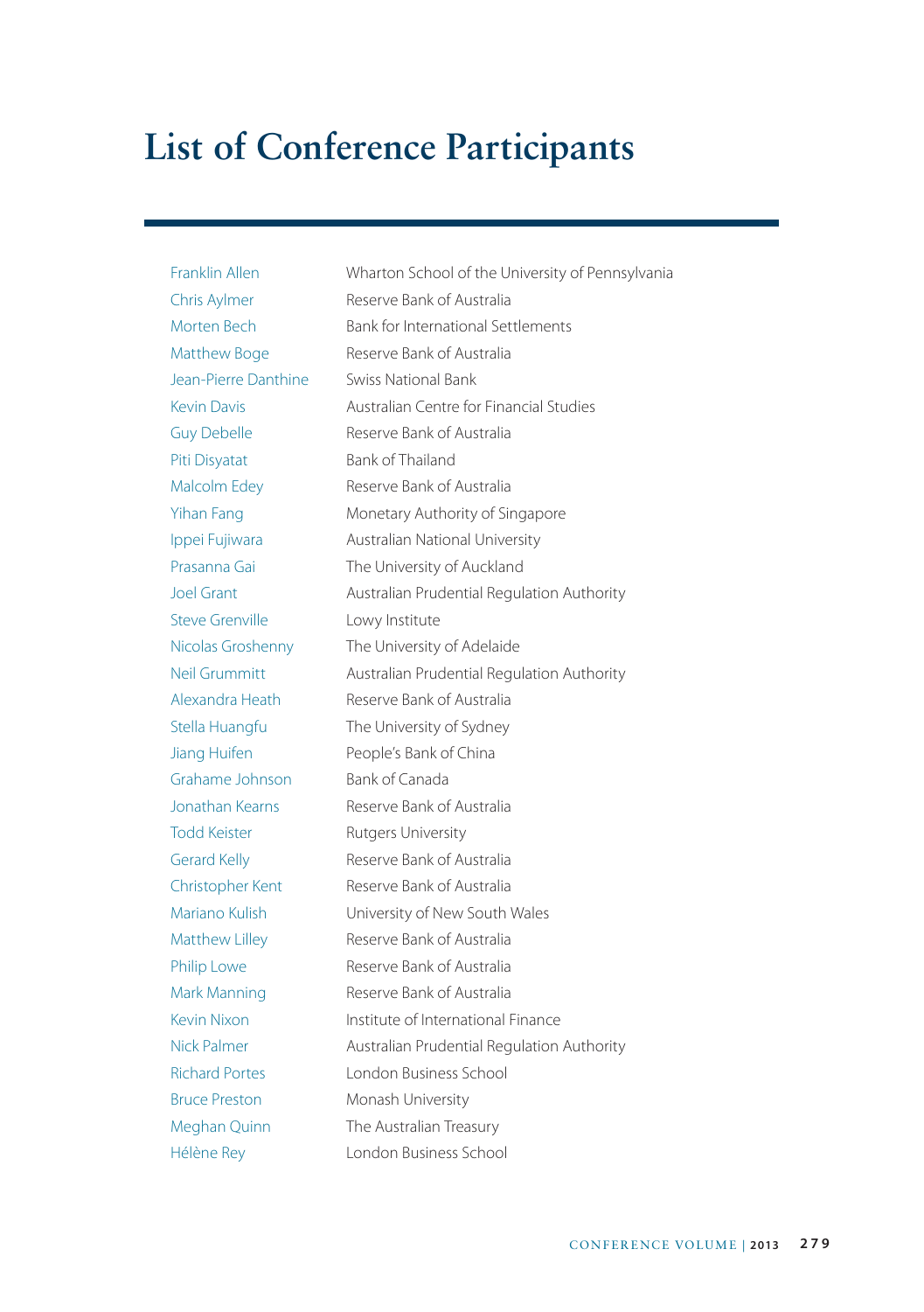# List of Conference Participants

| | |
|---|---|
| Franklin Allen | Wharton School of the University of Pennsylvania |
| Chris Aylmer | Reserve Bank of Australia |
| Morten Bech | Bank for International Settlements |
| Matthew Boge | Reserve Bank of Australia |
| Jean-Pierre Danthine | Swiss National Bank |
| Kevin Davis | Australian Centre for Financial Studies |
| Guy Debelle | Reserve Bank of Australia |
| Piti Disyatat | Bank of Thailand |
| Malcolm Edey | Reserve Bank of Australia |
| Yihan Fang | Monetary Authority of Singapore |
| Ippei Fujiwara | Australian National University |
| Prasanna Gai | The University of Auckland |
| Joel Grant | Australian Prudential Regulation Authority |
| Steve Grenville | Lowy Institute |
| Nicolas Groshenny | The University of Adelaide |
| Neil Grummitt | Australian Prudential Regulation Authority |
| Alexandra Heath | Reserve Bank of Australia |
| Stella Huangfu | The University of Sydney |
| Jiang Huifen | People's Bank of China |
| Grahame Johnson | Bank of Canada |
| Jonathan Kearns | Reserve Bank of Australia |
| Todd Keister | Rutgers University |
| Gerard Kelly | Reserve Bank of Australia |
| Christopher Kent | Reserve Bank of Australia |
| Mariano Kulish | University of New South Wales |
| Matthew Lilley | Reserve Bank of Australia |
| Philip Lowe | Reserve Bank of Australia |
| Mark Manning | Reserve Bank of Australia |
| Kevin Nixon | Institute of International Finance |
| Nick Palmer | Australian Prudential Regulation Authority |
| Richard Portes | London Business School |
| Bruce Preston | Monash University |
| Meghan Quinn | The Australian Treasury |
| Hélène Rey | London Business School |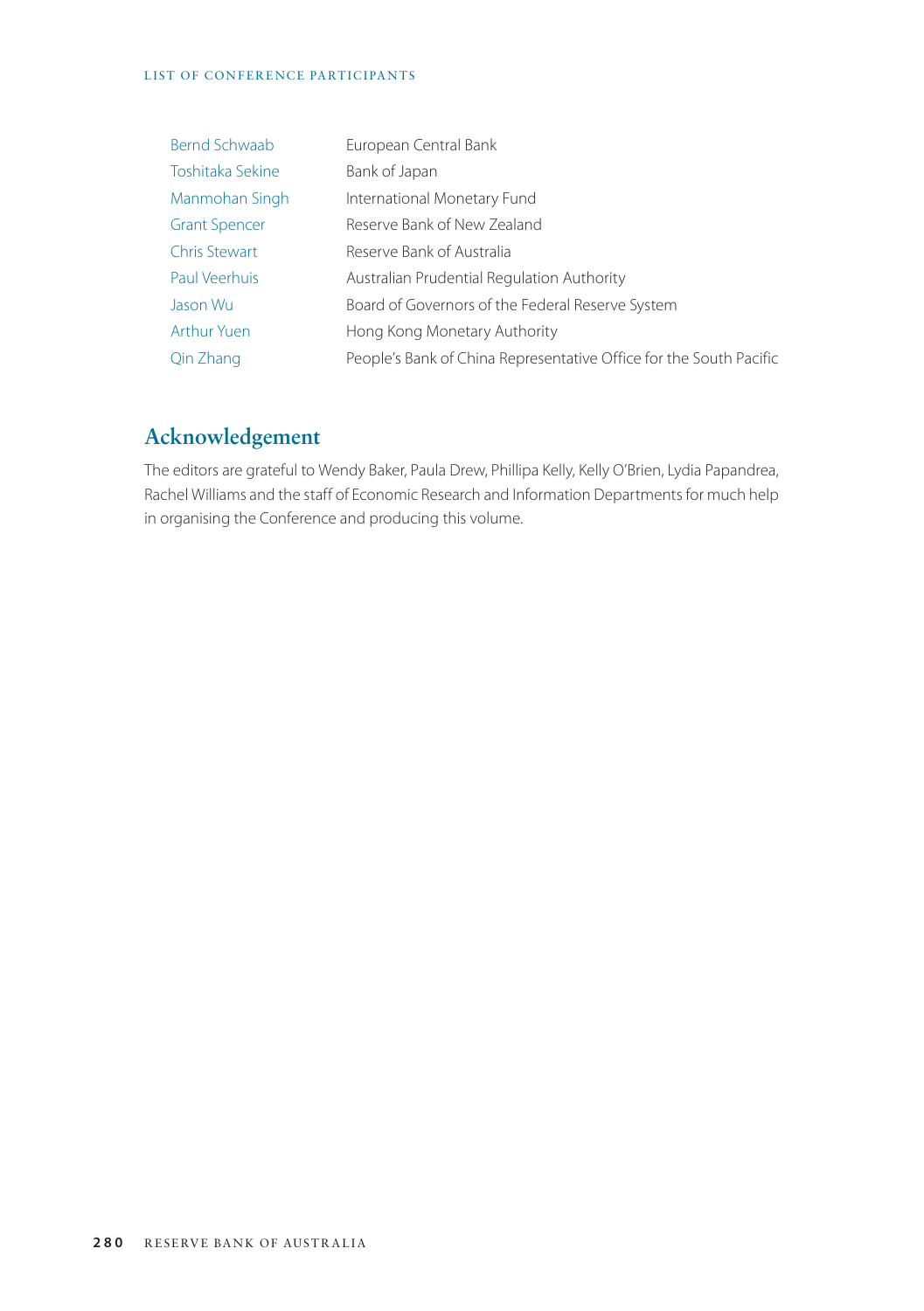| | |
|---|---|
| Bernd Schwaab | European Central Bank |
| Toshitaka Sekine | Bank of Japan |
| Manmohan Singh | International Monetary Fund |
| Grant Spencer | Reserve Bank of New Zealand |
| Chris Stewart | Reserve Bank of Australia |
| Paul Veerhuis | Australian Prudential Regulation Authority |
| Jason Wu | Board of Governors of the Federal Reserve System |
| Arthur Yuen | Hong Kong Monetary Authority |
| Qin Zhang | People's Bank of China Representative Office for the South Pacific |

## Acknowledgement

The editors are grateful to Wendy Baker, Paula Drew, Phillipa Kelly, Kelly O'Brien, Lydia Papandrea, Rachel Williams and the staff of Economic Research and Information Departments for much help in organising the Conference and producing this volume.